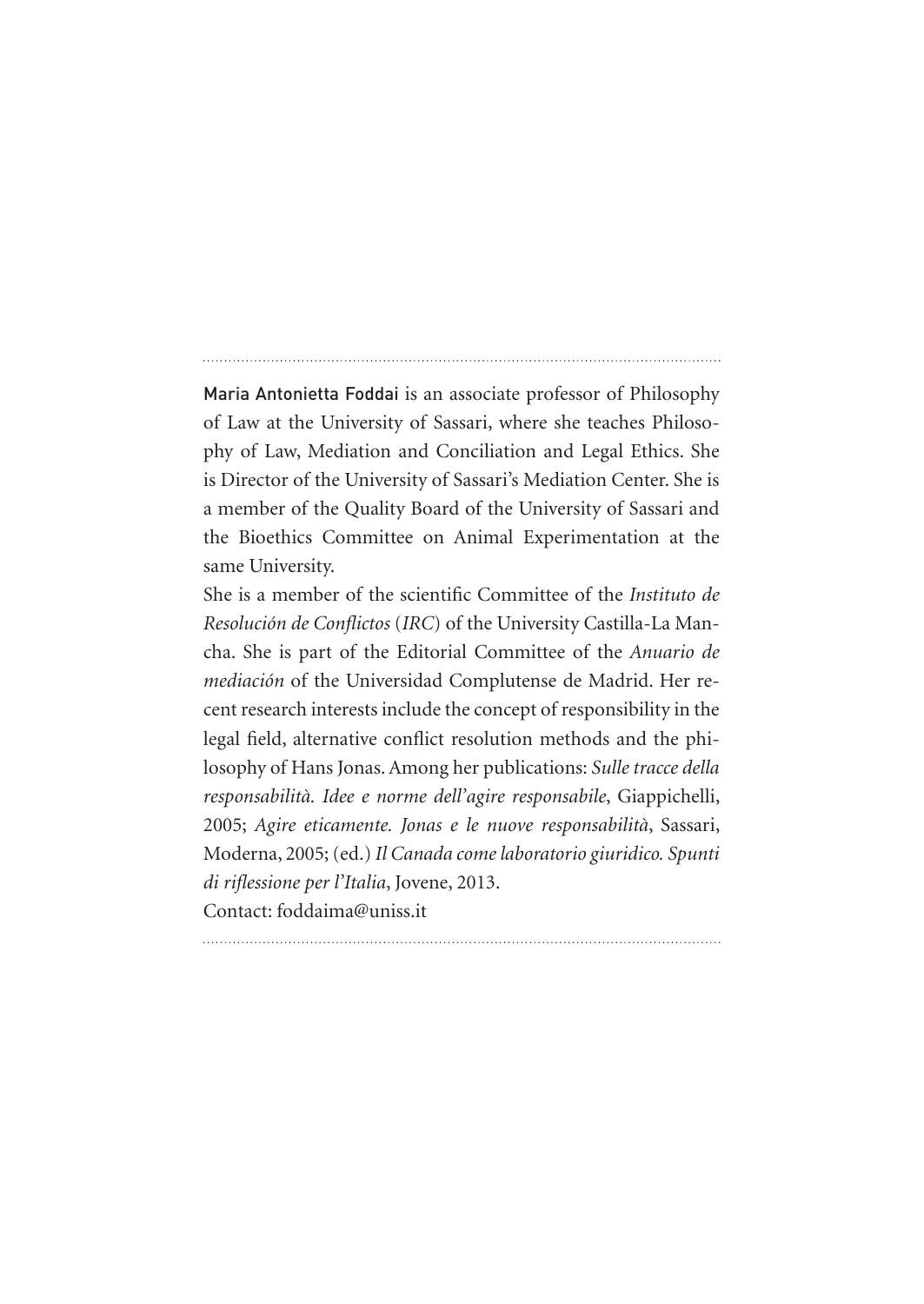**Maria Antonietta Foddai** is an associate professor of Philosophy of Law at the University of Sassari, where she teaches Philosophy of Law, Mediation and Conciliation and Legal Ethics. She is Director of the University of Sassari's Mediation Center. She is a member of the Quality Board of the University of Sassari and the Bioethics Committee on Animal Experimentation at the same University.

She is a member of the scientific Committee of the *Instituto de Resolución de Conflictos* (*IRC*) of the University Castilla-La Mancha. She is part of the Editorial Committee of the *Anuario de mediación* of the Universidad Complutense de Madrid. Her recent research interests include the concept of responsibility in the legal field, alternative conflict resolution methods and the philosophy of Hans Jonas. Among her publications: *Sulle tracce della responsabilità. Idee e norme dell'agire responsabile*, Giappichelli, 2005; *Agire eticamente. Jonas e le nuove responsabilità*, Sassari, Moderna, 2005; (ed.) *Il Canada come laboratorio giuridico. Spunti di riflessione per l'Italia*, Jovene, 2013.

Contact: foddaima@uniss.it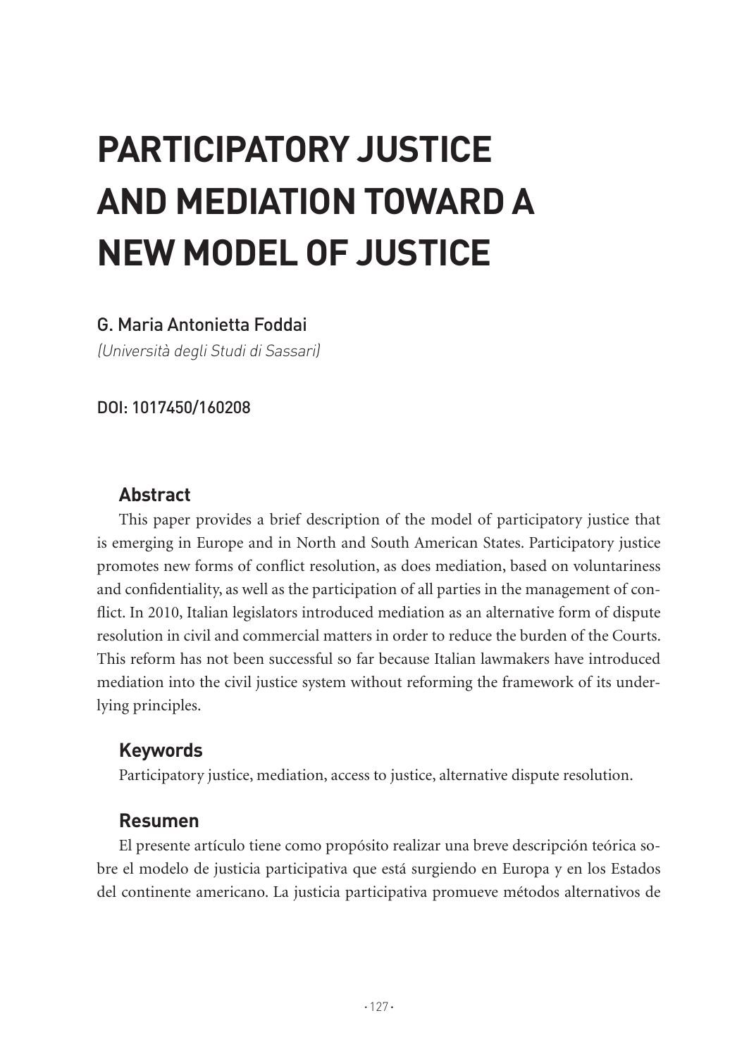# PARTICIPATORY JUSTICE AND MEDIATION TOWARD A NEW MODEL OF JUSTICE

G. Maria Antonietta Foddai

*(Università degli Studi di Sassari)*

DOI: 1017450/160208

## Abstract

This paper provides a brief description of the model of participatory justice that is emerging in Europe and in North and South American States. Participatory justice promotes new forms of conflict resolution, as does mediation, based on voluntariness and confidentiality, as well as the participation of all parties in the management of conflict. In 2010, Italian legislators introduced mediation as an alternative form of dispute resolution in civil and commercial matters in order to reduce the burden of the Courts. This reform has not been successful so far because Italian lawmakers have introduced mediation into the civil justice system without reforming the framework of its underlying principles.

## Keywords

Participatory justice, mediation, access to justice, alternative dispute resolution.

## Resumen

El presente artículo tiene como propósito realizar una breve descripción teórica sobre el modelo de justicia participativa que está surgiendo en Europa y en los Estados del continente americano. La justicia participativa promueve métodos alternativos de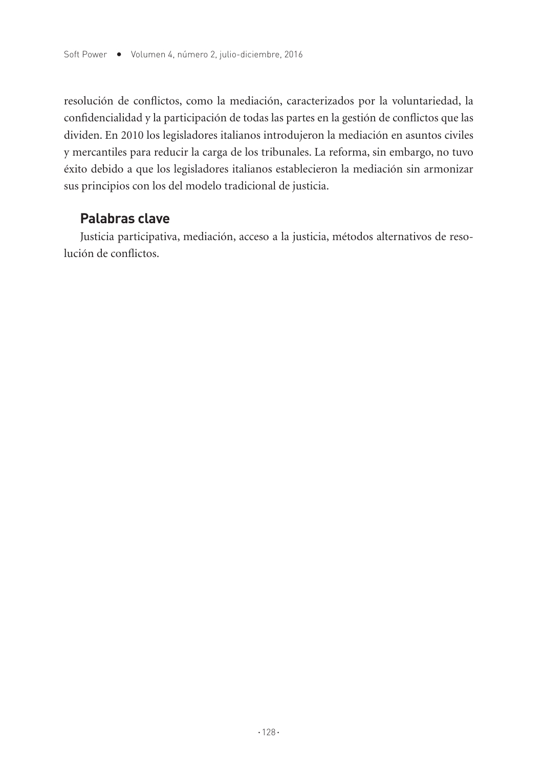resolución de conflictos, como la mediación, caracterizados por la voluntariedad, la confidencialidad y la participación de todas las partes en la gestión de conflictos que las dividen. En 2010 los legisladores italianos introdujeron la mediación en asuntos civiles y mercantiles para reducir la carga de los tribunales. La reforma, sin embargo, no tuvo éxito debido a que los legisladores italianos establecieron la mediación sin armonizar sus principios con los del modelo tradicional de justicia.

## Palabras clave

Justicia participativa, mediación, acceso a la justicia, métodos alternativos de resolución de conflictos.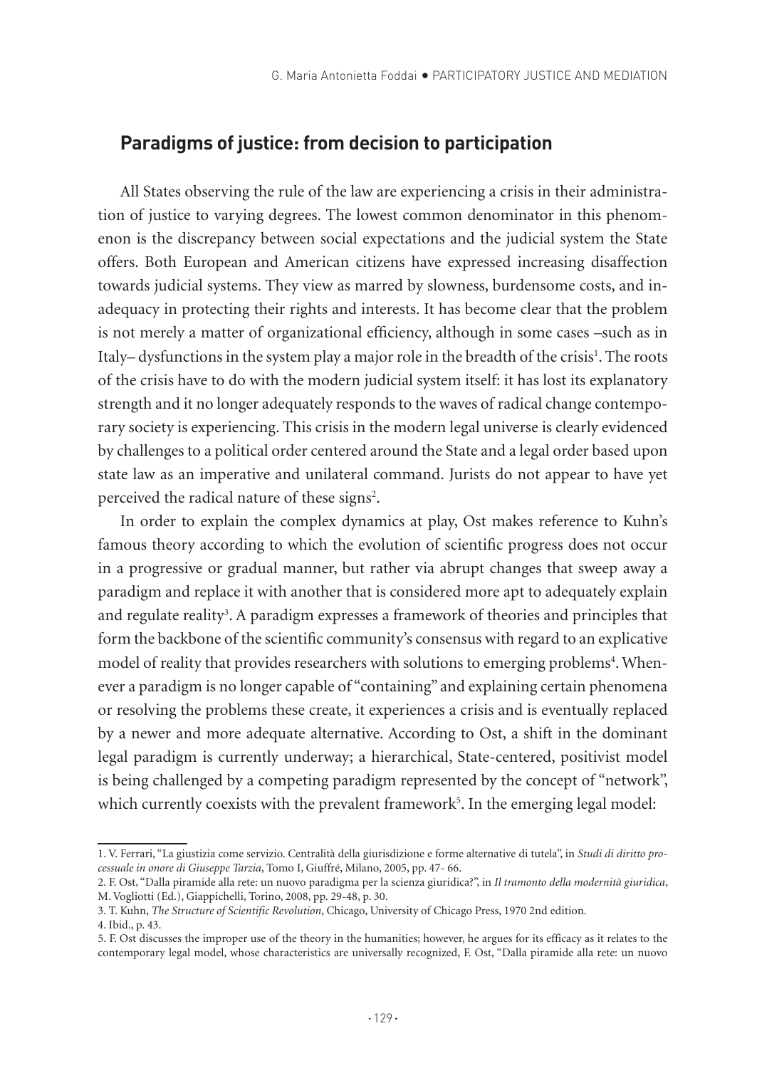## Paradigms of justice: from decision to participation

All States observing the rule of the law are experiencing a crisis in their administration of justice to varying degrees. The lowest common denominator in this phenomenon is the discrepancy between social expectations and the judicial system the State offers. Both European and American citizens have expressed increasing disaffection towards judicial systems. They view as marred by slowness, burdensome costs, and inadequacy in protecting their rights and interests. It has become clear that the problem is not merely a matter of organizational efficiency, although in some cases –such as in Italy– dysfunctions in the system play a major role in the breadth of the crisis[1]. The roots of the crisis have to do with the modern judicial system itself: it has lost its explanatory strength and it no longer adequately responds to the waves of radical change contemporary society is experiencing. This crisis in the modern legal universe is clearly evidenced by challenges to a political order centered around the State and a legal order based upon state law as an imperative and unilateral command. Jurists do not appear to have yet perceived the radical nature of these signs[2].

In order to explain the complex dynamics at play, Ost makes reference to Kuhn's famous theory according to which the evolution of scientific progress does not occur in a progressive or gradual manner, but rather via abrupt changes that sweep away a paradigm and replace it with another that is considered more apt to adequately explain and regulate reality[3]. A paradigm expresses a framework of theories and principles that form the backbone of the scientific community's consensus with regard to an explicative model of reality that provides researchers with solutions to emerging problems[4]. Whenever a paradigm is no longer capable of "containing" and explaining certain phenomena or resolving the problems these create, it experiences a crisis and is eventually replaced by a newer and more adequate alternative. According to Ost, a shift in the dominant legal paradigm is currently underway; a hierarchical, State-centered, positivist model is being challenged by a competing paradigm represented by the concept of "network", which currently coexists with the prevalent framework[5]. In the emerging legal model:

1. V. Ferrari, "La giustizia come servizio. Centralità della giurisdizione e forme alternative di tutela", in *Studi di diritto processuale in onore di Giuseppe Tarzia*, Tomo I, Giuffré, Milano, 2005, pp. 47- 66.

2. F. Ost, "Dalla piramide alla rete: un nuovo paradigma per la scienza giuridica?", in *Il tramonto della modernità giuridica*, M. Vogliotti (Ed.), Giappichelli, Torino, 2008, pp. 29-48, p. 30.

3. T. Kuhn, *The Structure of Scientific Revolution*, Chicago, University of Chicago Press, 1970 2nd edition.

4. Ibid., p. 43.

5. F. Ost discusses the improper use of the theory in the humanities; however, he argues for its efficacy as it relates to the contemporary legal model, whose characteristics are universally recognized, F. Ost, "Dalla piramide alla rete: un nuovo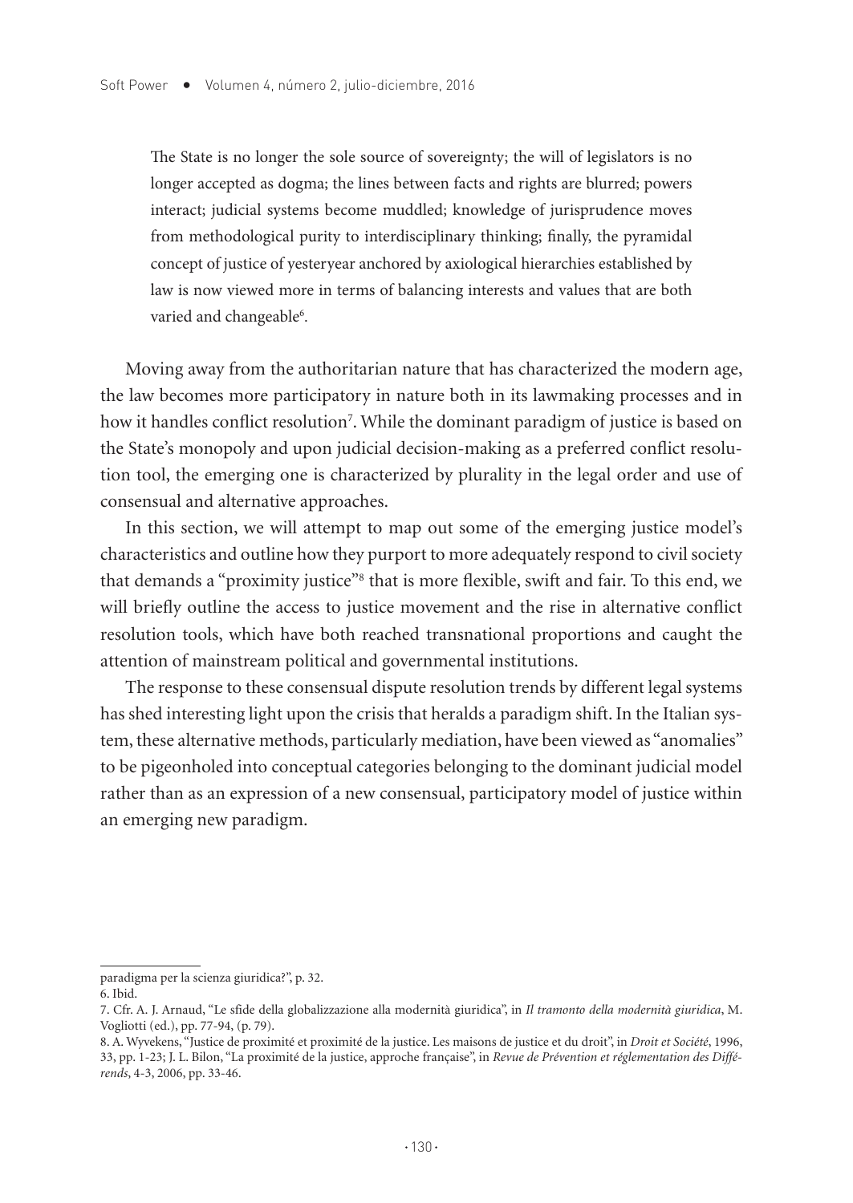> The State is no longer the sole source of sovereignty; the will of legislators is no longer accepted as dogma; the lines between facts and rights are blurred; powers interact; judicial systems become muddled; knowledge of jurisprudence moves from methodological purity to interdisciplinary thinking; finally, the pyramidal concept of justice of yesteryear anchored by axiological hierarchies established by law is now viewed more in terms of balancing interests and values that are both varied and changeable[6].

Moving away from the authoritarian nature that has characterized the modern age, the law becomes more participatory in nature both in its lawmaking processes and in how it handles conflict resolution[7]. While the dominant paradigm of justice is based on the State's monopoly and upon judicial decision-making as a preferred conflict resolution tool, the emerging one is characterized by plurality in the legal order and use of consensual and alternative approaches.

In this section, we will attempt to map out some of the emerging justice model's characteristics and outline how they purport to more adequately respond to civil society that demands a "proximity justice"[8] that is more flexible, swift and fair. To this end, we will briefly outline the access to justice movement and the rise in alternative conflict resolution tools, which have both reached transnational proportions and caught the attention of mainstream political and governmental institutions.

The response to these consensual dispute resolution trends by different legal systems has shed interesting light upon the crisis that heralds a paradigm shift. In the Italian system, these alternative methods, particularly mediation, have been viewed as "anomalies" to be pigeonholed into conceptual categories belonging to the dominant judicial model rather than as an expression of a new consensual, participatory model of justice within an emerging new paradigm.

---

paradigma per la scienza giuridica?", p. 32.

6. Ibid.

7. Cfr. A. J. Arnaud, "Le sfide della globalizzazione alla modernità giuridica", in *Il tramonto della modernità giuridica*, M. Vogliotti (ed.), pp. 77-94, (p. 79).

8. A. Wyvekens, "Justice de proximité et proximité de la justice. Les maisons de justice et du droit", in *Droit et Société*, 1996, 33, pp. 1-23; J. L. Bilon, "La proximité de la justice, approche française", in *Revue de Prévention et réglementation des Différends*, 4-3, 2006, pp. 33-46.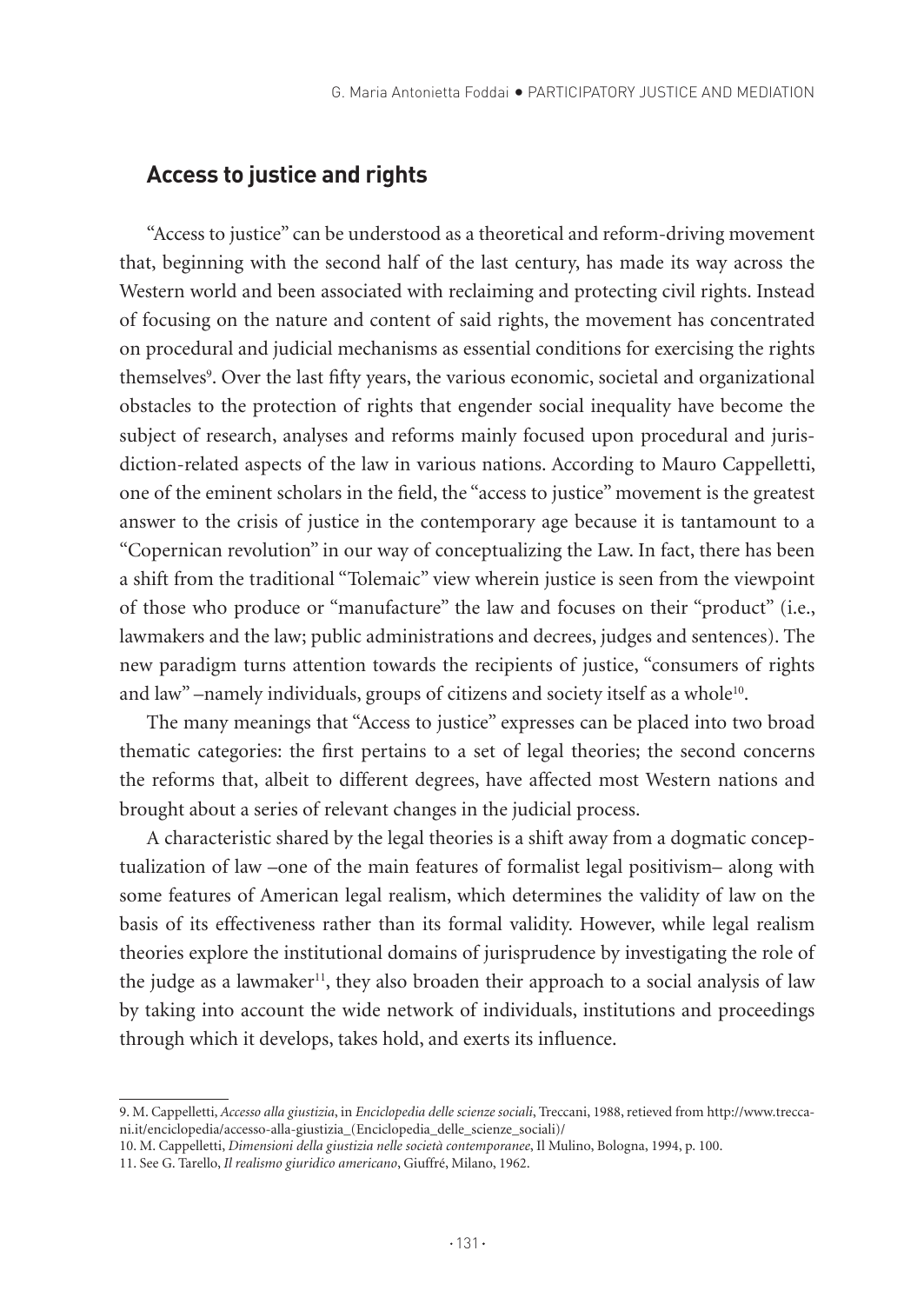## Access to justice and rights

"Access to justice" can be understood as a theoretical and reform-driving movement that, beginning with the second half of the last century, has made its way across the Western world and been associated with reclaiming and protecting civil rights. Instead of focusing on the nature and content of said rights, the movement has concentrated on procedural and judicial mechanisms as essential conditions for exercising the rights themselves[9]. Over the last fifty years, the various economic, societal and organizational obstacles to the protection of rights that engender social inequality have become the subject of research, analyses and reforms mainly focused upon procedural and jurisdiction-related aspects of the law in various nations. According to Mauro Cappelletti, one of the eminent scholars in the field, the "access to justice" movement is the greatest answer to the crisis of justice in the contemporary age because it is tantamount to a "Copernican revolution" in our way of conceptualizing the Law. In fact, there has been a shift from the traditional "Tolemaic" view wherein justice is seen from the viewpoint of those who produce or "manufacture" the law and focuses on their "product" (i.e., lawmakers and the law; public administrations and decrees, judges and sentences). The new paradigm turns attention towards the recipients of justice, "consumers of rights and law" –namely individuals, groups of citizens and society itself as a whole[10].

The many meanings that "Access to justice" expresses can be placed into two broad thematic categories: the first pertains to a set of legal theories; the second concerns the reforms that, albeit to different degrees, have affected most Western nations and brought about a series of relevant changes in the judicial process.

A characteristic shared by the legal theories is a shift away from a dogmatic conceptualization of law –one of the main features of formalist legal positivism– along with some features of American legal realism, which determines the validity of law on the basis of its effectiveness rather than its formal validity. However, while legal realism theories explore the institutional domains of jurisprudence by investigating the role of the judge as a lawmaker[11], they also broaden their approach to a social analysis of law by taking into account the wide network of individuals, institutions and proceedings through which it develops, takes hold, and exerts its influence.

---

9. M. Cappelletti, *Accesso alla giustizia*, in *Enciclopedia delle scienze sociali*, Treccani, 1988, retieved from http://www.treccani.it/enciclopedia/accesso-alla-giustizia_(Enciclopedia_delle_scienze_sociali)/

10. M. Cappelletti, *Dimensioni della giustizia nelle società contemporanee*, Il Mulino, Bologna, 1994, p. 100.

11. See G. Tarello, *Il realismo giuridico americano*, Giuffré, Milano, 1962.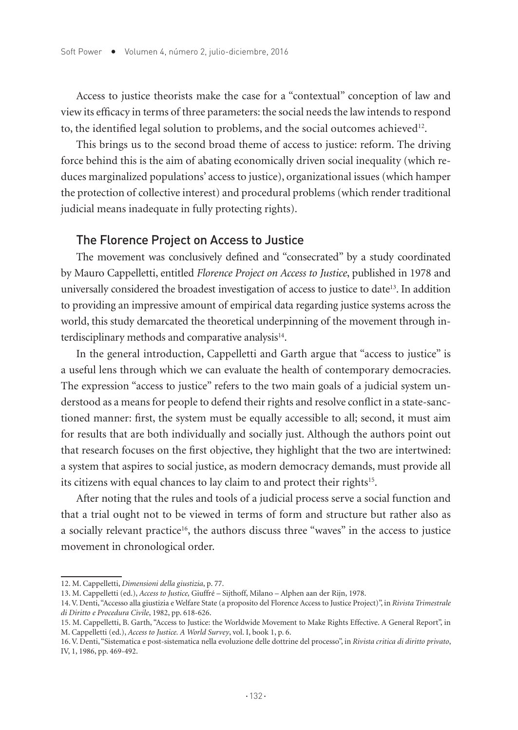Access to justice theorists make the case for a "contextual" conception of law and view its efficacy in terms of three parameters: the social needs the law intends to respond to, the identified legal solution to problems, and the social outcomes achieved[12].

This brings us to the second broad theme of access to justice: reform. The driving force behind this is the aim of abating economically driven social inequality (which reduces marginalized populations' access to justice), organizational issues (which hamper the protection of collective interest) and procedural problems (which render traditional judicial means inadequate in fully protecting rights).

## The Florence Project on Access to Justice

The movement was conclusively defined and "consecrated" by a study coordinated by Mauro Cappelletti, entitled *Florence Project on Access to Justice*, published in 1978 and universally considered the broadest investigation of access to justice to date[13]. In addition to providing an impressive amount of empirical data regarding justice systems across the world, this study demarcated the theoretical underpinning of the movement through interdisciplinary methods and comparative analysis[14].

In the general introduction, Cappelletti and Garth argue that "access to justice" is a useful lens through which we can evaluate the health of contemporary democracies. The expression "access to justice" refers to the two main goals of a judicial system understood as a means for people to defend their rights and resolve conflict in a state-sanctioned manner: first, the system must be equally accessible to all; second, it must aim for results that are both individually and socially just. Although the authors point out that research focuses on the first objective, they highlight that the two are intertwined: a system that aspires to social justice, as modern democracy demands, must provide all its citizens with equal chances to lay claim to and protect their rights[15].

After noting that the rules and tools of a judicial process serve a social function and that a trial ought not to be viewed in terms of form and structure but rather also as a socially relevant practice[16], the authors discuss three "waves" in the access to justice movement in chronological order.

---

12. M. Cappelletti, *Dimensioni della giustizia*, p. 77.

13. M. Cappelletti (ed.), *Access to Justice,* Giuffré – Sijthoff, Milano – Alphen aan der Rijn, 1978.

14. V. Denti, "Accesso alla giustizia e Welfare State (a proposito del Florence Access to Justice Project)", in *Rivista Trimestrale di Diritto e Procedura Civile*, 1982, pp. 618-626.

15. M. Cappelletti, B. Garth, "Access to Justice: the Worldwide Movement to Make Rights Effective. A General Report", in M. Cappelletti (ed.), *Access to Justice. A World Survey*, vol. I, book 1, p. 6.

16. V. Denti, "Sistematica e post-sistematica nella evoluzione delle dottrine del processo", in *Rivista critica di diritto privato*, IV, 1, 1986, pp. 469-492.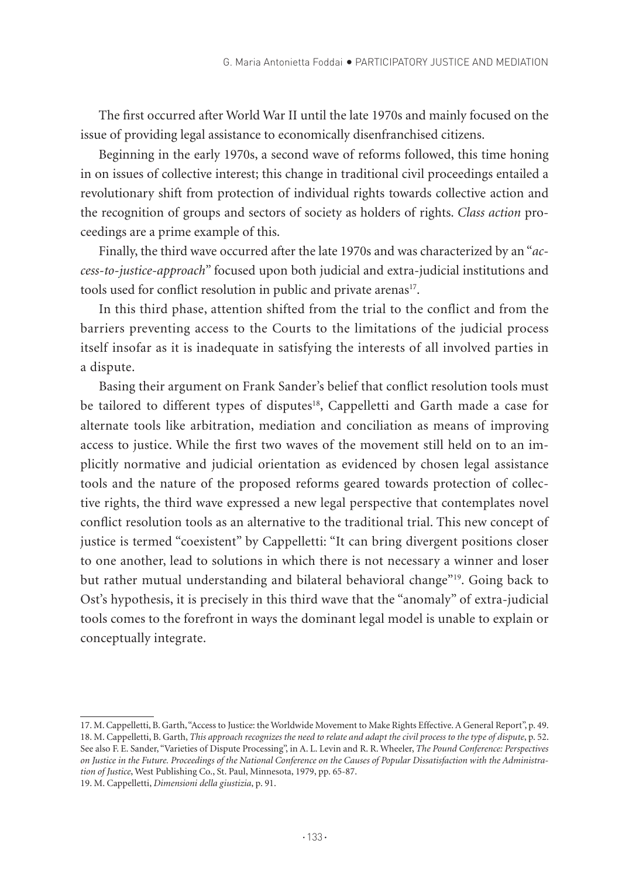The first occurred after World War II until the late 1970s and mainly focused on the issue of providing legal assistance to economically disenfranchised citizens.

Beginning in the early 1970s, a second wave of reforms followed, this time honing in on issues of collective interest; this change in traditional civil proceedings entailed a revolutionary shift from protection of individual rights towards collective action and the recognition of groups and sectors of society as holders of rights. *Class action* proceedings are a prime example of this.

Finally, the third wave occurred after the late 1970s and was characterized by an "*access-to-justice-approach*" focused upon both judicial and extra-judicial institutions and tools used for conflict resolution in public and private arenas[17].

In this third phase, attention shifted from the trial to the conflict and from the barriers preventing access to the Courts to the limitations of the judicial process itself insofar as it is inadequate in satisfying the interests of all involved parties in a dispute.

Basing their argument on Frank Sander's belief that conflict resolution tools must be tailored to different types of disputes[18], Cappelletti and Garth made a case for alternate tools like arbitration, mediation and conciliation as means of improving access to justice. While the first two waves of the movement still held on to an implicitly normative and judicial orientation as evidenced by chosen legal assistance tools and the nature of the proposed reforms geared towards protection of collective rights, the third wave expressed a new legal perspective that contemplates novel conflict resolution tools as an alternative to the traditional trial. This new concept of justice is termed "coexistent" by Cappelletti: "It can bring divergent positions closer to one another, lead to solutions in which there is not necessary a winner and loser but rather mutual understanding and bilateral behavioral change"[19]. Going back to Ost's hypothesis, it is precisely in this third wave that the "anomaly" of extra-judicial tools comes to the forefront in ways the dominant legal model is unable to explain or conceptually integrate.

17. M. Cappelletti, B. Garth, "Access to Justice: the Worldwide Movement to Make Rights Effective. A General Report", p. 49.

18. M. Cappelletti, B. Garth, *This approach recognizes the need to relate and adapt the civil process to the type of dispute*, p. 52. See also F. E. Sander, "Varieties of Dispute Processing", in A. L. Levin and R. R. Wheeler, *The Pound Conference: Perspectives on Justice in the Future. Proceedings of the National Conference on the Causes of Popular Dissatisfaction with the Administration of Justice*, West Publishing Co., St. Paul, Minnesota, 1979, pp. 65-87.

19. M. Cappelletti, *Dimensioni della giustizia*, p. 91.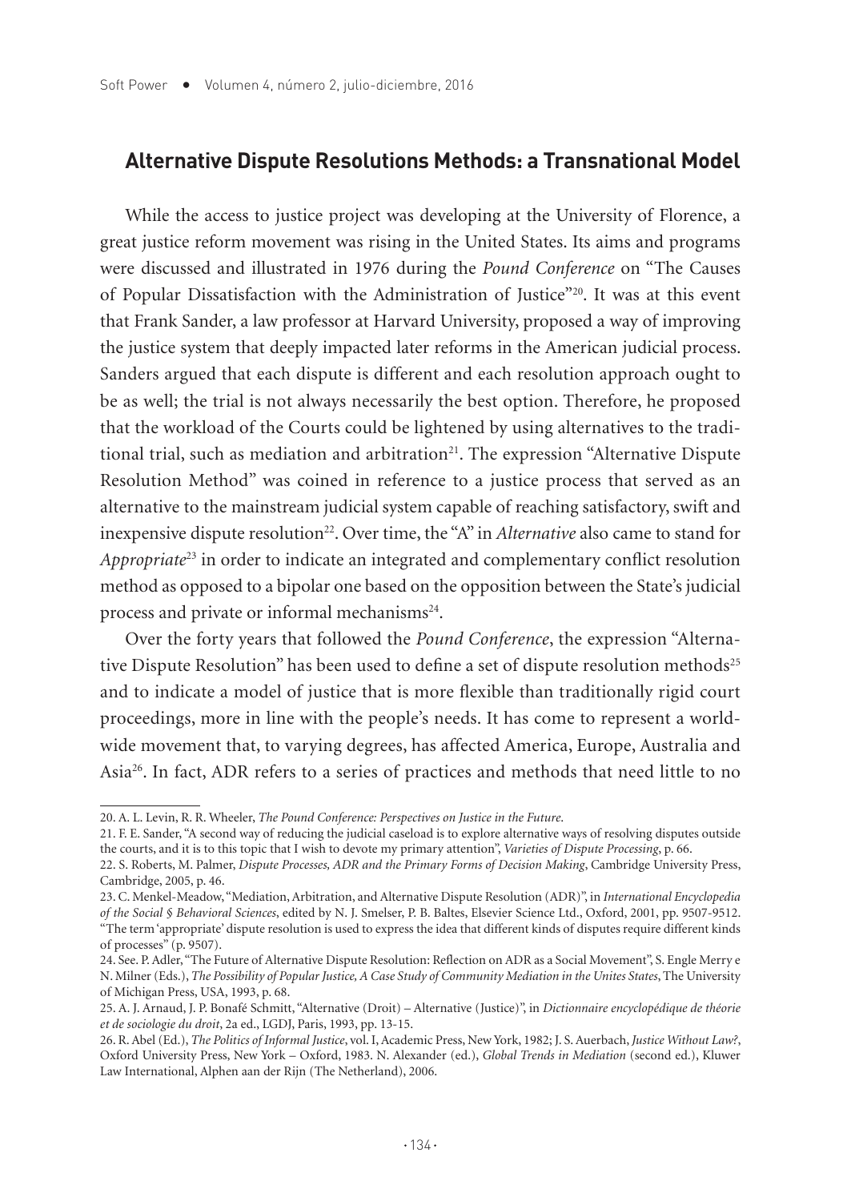## Alternative Dispute Resolutions Methods: a Transnational Model

While the access to justice project was developing at the University of Florence, a great justice reform movement was rising in the United States. Its aims and programs were discussed and illustrated in 1976 during the *Pound Conference* on "The Causes of Popular Dissatisfaction with the Administration of Justice"[20]. It was at this event that Frank Sander, a law professor at Harvard University, proposed a way of improving the justice system that deeply impacted later reforms in the American judicial process. Sanders argued that each dispute is different and each resolution approach ought to be as well; the trial is not always necessarily the best option. Therefore, he proposed that the workload of the Courts could be lightened by using alternatives to the traditional trial, such as mediation and arbitration[21]. The expression "Alternative Dispute Resolution Method" was coined in reference to a justice process that served as an alternative to the mainstream judicial system capable of reaching satisfactory, swift and inexpensive dispute resolution[22]. Over time, the "A" in *Alternative* also came to stand for *Appropriate*[23] in order to indicate an integrated and complementary conflict resolution method as opposed to a bipolar one based on the opposition between the State's judicial process and private or informal mechanisms[24].

Over the forty years that followed the *Pound Conference*, the expression "Alternative Dispute Resolution" has been used to define a set of dispute resolution methods[25] and to indicate a model of justice that is more flexible than traditionally rigid court proceedings, more in line with the people's needs. It has come to represent a worldwide movement that, to varying degrees, has affected America, Europe, Australia and Asia[26]. In fact, ADR refers to a series of practices and methods that need little to no

---

20. A. L. Levin, R. R. Wheeler, *The Pound Conference: Perspectives on Justice in the Future*.

21. F. E. Sander, "A second way of reducing the judicial caseload is to explore alternative ways of resolving disputes outside the courts, and it is to this topic that I wish to devote my primary attention", *Varieties of Dispute Processing*, p. 66.

22. S. Roberts, M. Palmer, *Dispute Processes, ADR and the Primary Forms of Decision Making*, Cambridge University Press, Cambridge, 2005, p. 46.

23. C. Menkel-Meadow, "Mediation, Arbitration, and Alternative Dispute Resolution (ADR)", in *International Encyclopedia of the Social § Behavioral Sciences*, edited by N. J. Smelser, P. B. Baltes, Elsevier Science Ltd., Oxford, 2001, pp. 9507-9512. "The term 'appropriate' dispute resolution is used to express the idea that different kinds of disputes require different kinds of processes" (p. 9507).

24. See. P. Adler, "The Future of Alternative Dispute Resolution: Reflection on ADR as a Social Movement", S. Engle Merry e N. Milner (Eds.), *The Possibility of Popular Justice, A Case Study of Community Mediation in the Unites States*, The University of Michigan Press, USA, 1993, p. 68.

25. A. J. Arnaud, J. P. Bonafé Schmitt, "Alternative (Droit) – Alternative (Justice)", in *Dictionnaire encyclopédique de théorie et de sociologie du droit*, 2a ed., LGDJ, Paris, 1993, pp. 13-15.

26. R. Abel (Ed.), *The Politics of Informal Justice*, vol. I, Academic Press, New York, 1982; J. S. Auerbach, *Justice Without Law?*, Oxford University Press, New York – Oxford, 1983. N. Alexander (ed.), *Global Trends in Mediation* (second ed.), Kluwer Law International, Alphen aan der Rijn (The Netherland), 2006.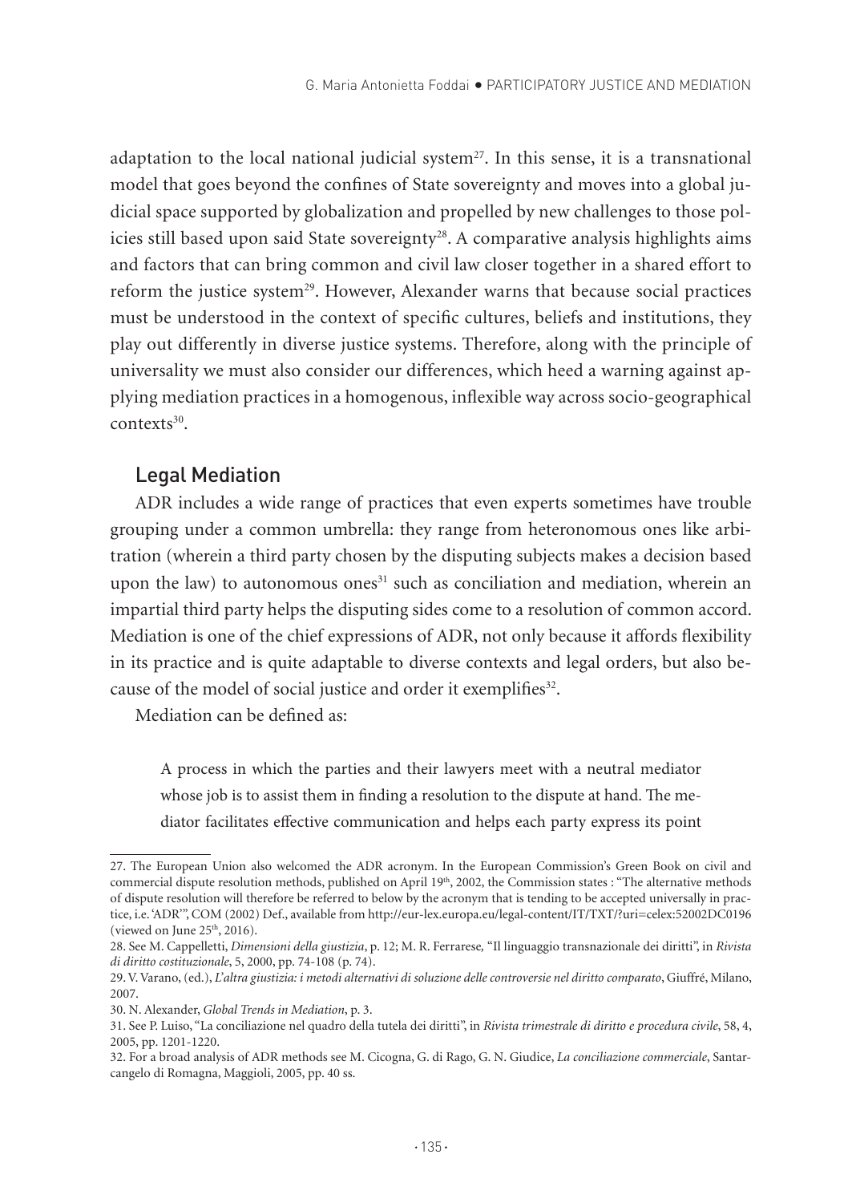adaptation to the local national judicial system[27]. In this sense, it is a transnational model that goes beyond the confines of State sovereignty and moves into a global judicial space supported by globalization and propelled by new challenges to those policies still based upon said State sovereignty[28]. A comparative analysis highlights aims and factors that can bring common and civil law closer together in a shared effort to reform the justice system[29]. However, Alexander warns that because social practices must be understood in the context of specific cultures, beliefs and institutions, they play out differently in diverse justice systems. Therefore, along with the principle of universality we must also consider our differences, which heed a warning against applying mediation practices in a homogenous, inflexible way across socio-geographical contexts[30].

## Legal Mediation

ADR includes a wide range of practices that even experts sometimes have trouble grouping under a common umbrella: they range from heteronomous ones like arbitration (wherein a third party chosen by the disputing subjects makes a decision based upon the law) to autonomous ones[31] such as conciliation and mediation, wherein an impartial third party helps the disputing sides come to a resolution of common accord. Mediation is one of the chief expressions of ADR, not only because it affords flexibility in its practice and is quite adaptable to diverse contexts and legal orders, but also because of the model of social justice and order it exemplifies[32].

Mediation can be defined as:

> A process in which the parties and their lawyers meet with a neutral mediator whose job is to assist them in finding a resolution to the dispute at hand. The mediator facilitates effective communication and helps each party express its point

---

27. The European Union also welcomed the ADR acronym. In the European Commission's Green Book on civil and commercial dispute resolution methods, published on April 19th, 2002, the Commission states : "The alternative methods of dispute resolution will therefore be referred to below by the acronym that is tending to be accepted universally in practice, i.e. 'ADR'", COM (2002) Def., available from http://eur-lex.europa.eu/legal-content/IT/TXT/?uri=celex:52002DC0196 (viewed on June 25th, 2016).

28. See M. Cappelletti, *Dimensioni della giustizia*, p. 12; M. R. Ferrarese, "Il linguaggio transnazionale dei diritti", in *Rivista di diritto costituzionale*, 5, 2000, pp. 74-108 (p. 74).

29. V. Varano, (ed.), *L'altra giustizia: i metodi alternativi di soluzione delle controversie nel diritto comparato*, Giuffré, Milano, 2007.

30. N. Alexander, *Global Trends in Mediation*, p. 3.

31. See P. Luiso, "La conciliazione nel quadro della tutela dei diritti", in *Rivista trimestrale di diritto e procedura civile*, 58, 4, 2005, pp. 1201-1220.

32. For a broad analysis of ADR methods see M. Cicogna, G. di Rago, G. N. Giudice, *La conciliazione commerciale*, Santarcangelo di Romagna, Maggioli, 2005, pp. 40 ss.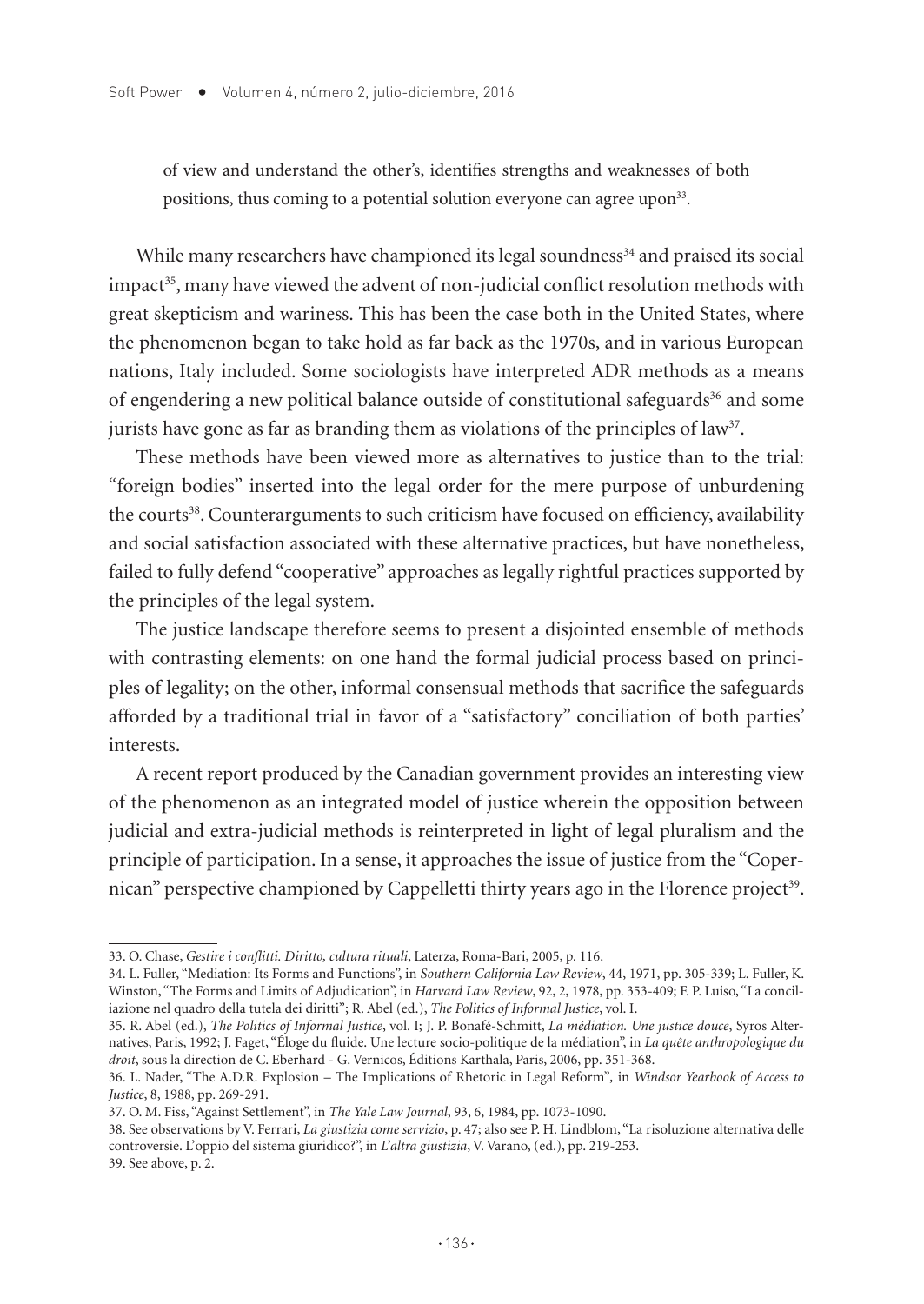of view and understand the other's, identifies strengths and weaknesses of both positions, thus coming to a potential solution everyone can agree upon[33].

While many researchers have championed its legal soundness[34] and praised its social impact[35], many have viewed the advent of non-judicial conflict resolution methods with great skepticism and wariness. This has been the case both in the United States, where the phenomenon began to take hold as far back as the 1970s, and in various European nations, Italy included. Some sociologists have interpreted ADR methods as a means of engendering a new political balance outside of constitutional safeguards[36] and some jurists have gone as far as branding them as violations of the principles of law[37].

These methods have been viewed more as alternatives to justice than to the trial: "foreign bodies" inserted into the legal order for the mere purpose of unburdening the courts[38]. Counterarguments to such criticism have focused on efficiency, availability and social satisfaction associated with these alternative practices, but have nonetheless, failed to fully defend "cooperative" approaches as legally rightful practices supported by the principles of the legal system.

The justice landscape therefore seems to present a disjointed ensemble of methods with contrasting elements: on one hand the formal judicial process based on principles of legality; on the other, informal consensual methods that sacrifice the safeguards afforded by a traditional trial in favor of a "satisfactory" conciliation of both parties' interests.

A recent report produced by the Canadian government provides an interesting view of the phenomenon as an integrated model of justice wherein the opposition between judicial and extra-judicial methods is reinterpreted in light of legal pluralism and the principle of participation. In a sense, it approaches the issue of justice from the "Copernican" perspective championed by Cappelletti thirty years ago in the Florence project[39].

---

33. O. Chase, *Gestire i conflitti. Diritto, cultura rituali*, Laterza, Roma-Bari, 2005, p. 116.

34. L. Fuller, "Mediation: Its Forms and Functions", in *Southern California Law Review*, 44, 1971, pp. 305-339; L. Fuller, K. Winston, "The Forms and Limits of Adjudication", in *Harvard Law Review*, 92, 2, 1978, pp. 353-409; F. P. Luiso, "La conciliazione nel quadro della tutela dei diritti"; R. Abel (ed.), *The Politics of Informal Justice*, vol. I.

35. R. Abel (ed.), *The Politics of Informal Justice*, vol. I; J. P. Bonafé-Schmitt, *La médiation. Une justice douce*, Syros Alternatives, Paris, 1992; J. Faget, "Éloge du fluide. Une lecture socio-politique de la médiation", in *La quête anthropologique du droit*, sous la direction de C. Eberhard - G. Vernicos, Éditions Karthala, Paris, 2006, pp. 351-368.

36. L. Nader, "The A.D.R. Explosion – The Implications of Rhetoric in Legal Reform", in *Windsor Yearbook of Access to Justice*, 8, 1988, pp. 269-291.

37. O. M. Fiss, "Against Settlement", in *The Yale Law Journal*, 93, 6, 1984, pp. 1073-1090.

38. See observations by V. Ferrari, *La giustizia come servizio*, p. 47; also see P. H. Lindblom, "La risoluzione alternativa delle controversie. L'oppio del sistema giuridico?", in *L'altra giustizia*, V. Varano, (ed.), pp. 219-253.

39. See above, p. 2.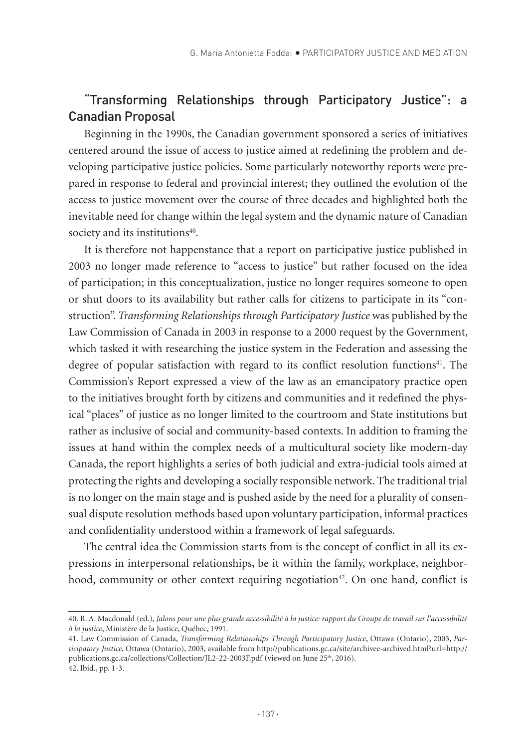## "Transforming Relationships through Participatory Justice": a Canadian Proposal

Beginning in the 1990s, the Canadian government sponsored a series of initiatives centered around the issue of access to justice aimed at redefining the problem and developing participative justice policies. Some particularly noteworthy reports were prepared in response to federal and provincial interest; they outlined the evolution of the access to justice movement over the course of three decades and highlighted both the inevitable need for change within the legal system and the dynamic nature of Canadian society and its institutions[40].

It is therefore not happenstance that a report on participative justice published in 2003 no longer made reference to "access to justice" but rather focused on the idea of participation; in this conceptualization, justice no longer requires someone to open or shut doors to its availability but rather calls for citizens to participate in its "construction". *Transforming Relationships through Participatory Justice* was published by the Law Commission of Canada in 2003 in response to a 2000 request by the Government, which tasked it with researching the justice system in the Federation and assessing the degree of popular satisfaction with regard to its conflict resolution functions[41]. The Commission's Report expressed a view of the law as an emancipatory practice open to the initiatives brought forth by citizens and communities and it redefined the physical "places" of justice as no longer limited to the courtroom and State institutions but rather as inclusive of social and community-based contexts. In addition to framing the issues at hand within the complex needs of a multicultural society like modern-day Canada, the report highlights a series of both judicial and extra-judicial tools aimed at protecting the rights and developing a socially responsible network. The traditional trial is no longer on the main stage and is pushed aside by the need for a plurality of consensual dispute resolution methods based upon voluntary participation, informal practices and confidentiality understood within a framework of legal safeguards.

The central idea the Commission starts from is the concept of conflict in all its expressions in interpersonal relationships, be it within the family, workplace, neighborhood, community or other context requiring negotiation[42]. On one hand, conflict is

---

40. R. A. Macdonald (ed.), *Jalons pour une plus grande accessibilité à la justice: rapport du Groupe de travail sur l'accessibilité à la justice*, Ministère de la Justice, Québec, 1991.

41. Law Commission of Canada, *Transforming Relationships Through Participatory Justice*, Ottawa (Ontario), 2003, *Participatory Justice*, Ottawa (Ontario), 2003, available from http://publications.gc.ca/site/archivee-archived.html?url=http://publications.gc.ca/collections/Collection/JL2-22-2003F.pdf (viewed on June 25th, 2016).

42. Ibid., pp. 1-3.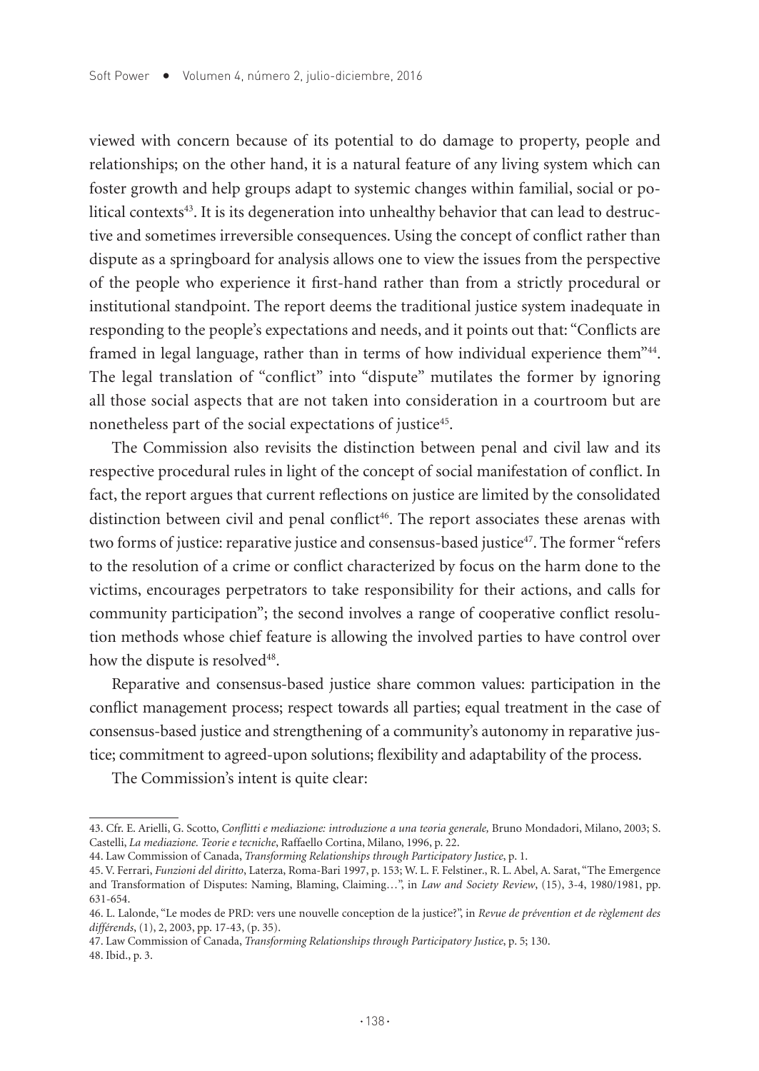viewed with concern because of its potential to do damage to property, people and relationships; on the other hand, it is a natural feature of any living system which can foster growth and help groups adapt to systemic changes within familial, social or political contexts[43]. It is its degeneration into unhealthy behavior that can lead to destructive and sometimes irreversible consequences. Using the concept of conflict rather than dispute as a springboard for analysis allows one to view the issues from the perspective of the people who experience it first-hand rather than from a strictly procedural or institutional standpoint. The report deems the traditional justice system inadequate in responding to the people's expectations and needs, and it points out that: "Conflicts are framed in legal language, rather than in terms of how individual experience them"[44]. The legal translation of "conflict" into "dispute" mutilates the former by ignoring all those social aspects that are not taken into consideration in a courtroom but are nonetheless part of the social expectations of justice[45].

The Commission also revisits the distinction between penal and civil law and its respective procedural rules in light of the concept of social manifestation of conflict. In fact, the report argues that current reflections on justice are limited by the consolidated distinction between civil and penal conflict[46]. The report associates these arenas with two forms of justice: reparative justice and consensus-based justice[47]. The former "refers to the resolution of a crime or conflict characterized by focus on the harm done to the victims, encourages perpetrators to take responsibility for their actions, and calls for community participation"; the second involves a range of cooperative conflict resolution methods whose chief feature is allowing the involved parties to have control over how the dispute is resolved[48].

Reparative and consensus-based justice share common values: participation in the conflict management process; respect towards all parties; equal treatment in the case of consensus-based justice and strengthening of a community's autonomy in reparative justice; commitment to agreed-upon solutions; flexibility and adaptability of the process.

The Commission's intent is quite clear:

---

43. Cfr. E. Arielli, G. Scotto, *Conflitti e mediazione: introduzione a una teoria generale,* Bruno Mondadori, Milano, 2003; S. Castelli, *La mediazione. Teorie e tecniche*, Raffaello Cortina, Milano, 1996, p. 22.

44. Law Commission of Canada, *Transforming Relationships through Participatory Justice*, p. 1.

45. V. Ferrari, *Funzioni del diritto*, Laterza, Roma-Bari 1997, p. 153; W. L. F. Felstiner., R. L. Abel, A. Sarat, "The Emergence and Transformation of Disputes: Naming, Blaming, Claiming…", in *Law and Society Review*, (15), 3-4, 1980/1981, pp. 631-654.

46. L. Lalonde, "Le modes de PRD: vers une nouvelle conception de la justice?", in *Revue de prévention et de règlement des différends*, (1), 2, 2003, pp. 17-43, (p. 35).

47. Law Commission of Canada, *Transforming Relationships through Participatory Justice*, p. 5; 130.

48. Ibid., p. 3.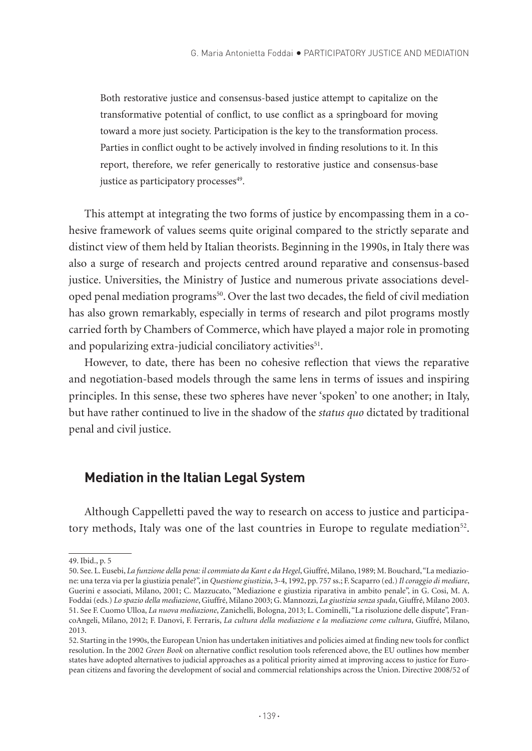> Both restorative justice and consensus-based justice attempt to capitalize on the transformative potential of conflict, to use conflict as a springboard for moving toward a more just society. Participation is the key to the transformation process. Parties in conflict ought to be actively involved in finding resolutions to it. In this report, therefore, we refer generically to restorative justice and consensus-base justice as participatory processes[49].

This attempt at integrating the two forms of justice by encompassing them in a cohesive framework of values seems quite original compared to the strictly separate and distinct view of them held by Italian theorists. Beginning in the 1990s, in Italy there was also a surge of research and projects centred around reparative and consensus-based justice. Universities, the Ministry of Justice and numerous private associations developed penal mediation programs[50]. Over the last two decades, the field of civil mediation has also grown remarkably, especially in terms of research and pilot programs mostly carried forth by Chambers of Commerce, which have played a major role in promoting and popularizing extra-judicial conciliatory activities[51].

However, to date, there has been no cohesive reflection that views the reparative and negotiation-based models through the same lens in terms of issues and inspiring principles. In this sense, these two spheres have never 'spoken' to one another; in Italy, but have rather continued to live in the shadow of the *status quo* dictated by traditional penal and civil justice.

## Mediation in the Italian Legal System

Although Cappelletti paved the way to research on access to justice and participatory methods, Italy was one of the last countries in Europe to regulate mediation[52].

---

49. Ibid., p. 5

50. See. L. Eusebi, *La funzione della pena: il commiato da Kant e da Hegel*, Giuffré, Milano, 1989; M. Bouchard, "La mediazione: una terza via per la giustizia penale?", in *Questione giustizia*, 3-4, 1992, pp. 757 ss.; F. Scaparro (ed.) *Il coraggio di mediare*, Guerini e associati, Milano, 2001; C. Mazzucato, "Mediazione e giustizia riparativa in ambito penale", in G. Cosi, M. A. Foddai (eds.) *Lo spazio della mediazione*, Giuffré, Milano 2003; G. Mannozzi, *La giustizia senza spada*, Giuffré, Milano 2003.

51. See F. Cuomo Ulloa, *La nuova mediazione*, Zanichelli, Bologna, 2013; L. Cominelli, "La risoluzione delle dispute", FrancoAngeli, Milano, 2012; F. Danovi, F. Ferraris, *La cultura della mediazione e la mediazione come cultura*, Giuffré, Milano, 2013.

52. Starting in the 1990s, the European Union has undertaken initiatives and policies aimed at finding new tools for conflict resolution. In the 2002 *Green Book* on alternative conflict resolution tools referenced above, the EU outlines how member states have adopted alternatives to judicial approaches as a political priority aimed at improving access to justice for European citizens and favoring the development of social and commercial relationships across the Union. Directive 2008/52 of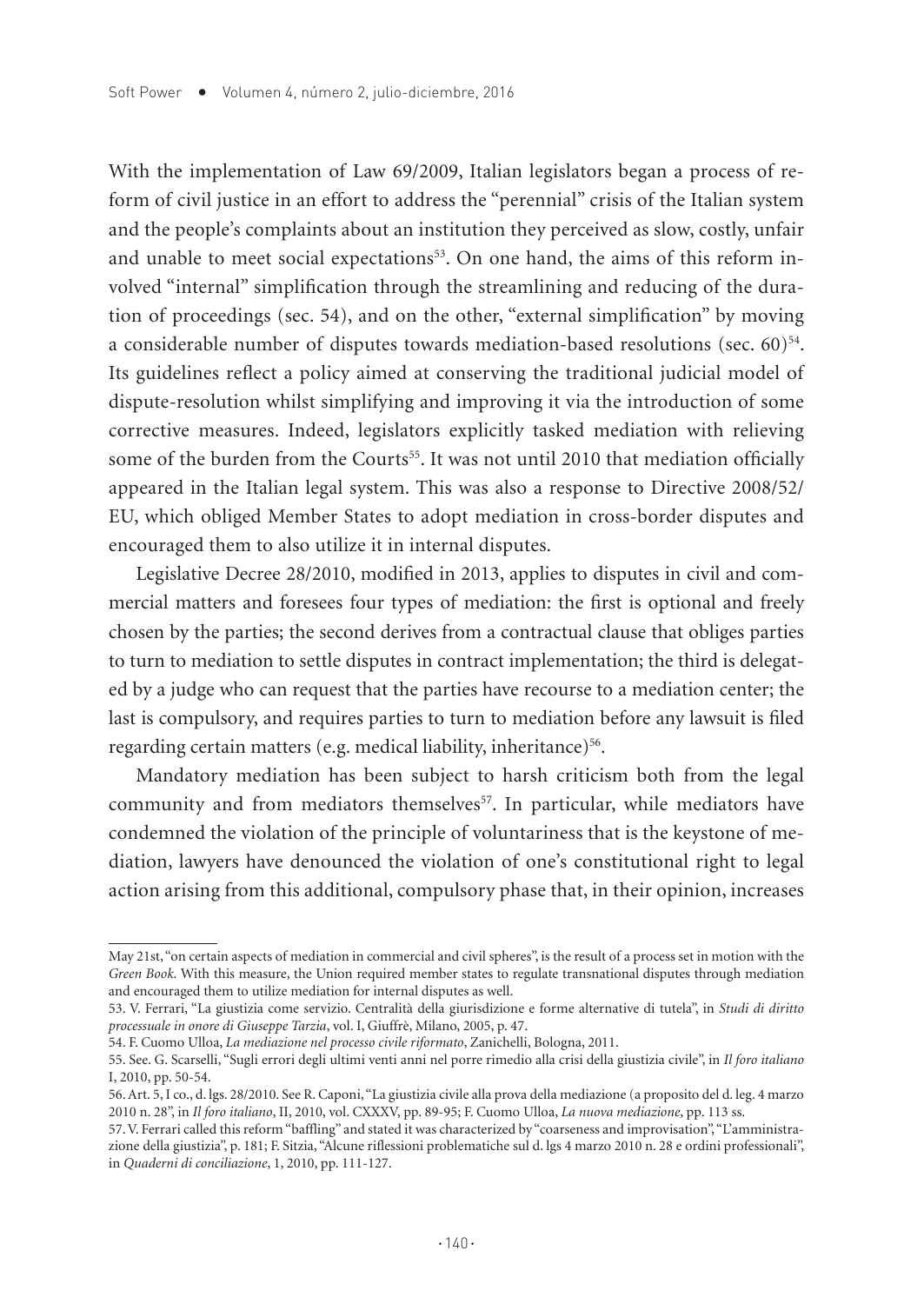With the implementation of Law 69/2009, Italian legislators began a process of reform of civil justice in an effort to address the "perennial" crisis of the Italian system and the people's complaints about an institution they perceived as slow, costly, unfair and unable to meet social expectations[53]. On one hand, the aims of this reform involved "internal" simplification through the streamlining and reducing of the duration of proceedings (sec. 54), and on the other, "external simplification" by moving a considerable number of disputes towards mediation-based resolutions (sec. 60)[54]. Its guidelines reflect a policy aimed at conserving the traditional judicial model of dispute-resolution whilst simplifying and improving it via the introduction of some corrective measures. Indeed, legislators explicitly tasked mediation with relieving some of the burden from the Courts[55]. It was not until 2010 that mediation officially appeared in the Italian legal system. This was also a response to Directive 2008/52/EU, which obliged Member States to adopt mediation in cross-border disputes and encouraged them to also utilize it in internal disputes.

Legislative Decree 28/2010, modified in 2013, applies to disputes in civil and commercial matters and foresees four types of mediation: the first is optional and freely chosen by the parties; the second derives from a contractual clause that obliges parties to turn to mediation to settle disputes in contract implementation; the third is delegated by a judge who can request that the parties have recourse to a mediation center; the last is compulsory, and requires parties to turn to mediation before any lawsuit is filed regarding certain matters (e.g. medical liability, inheritance)[56].

Mandatory mediation has been subject to harsh criticism both from the legal community and from mediators themselves[57]. In particular, while mediators have condemned the violation of the principle of voluntariness that is the keystone of mediation, lawyers have denounced the violation of one's constitutional right to legal action arising from this additional, compulsory phase that, in their opinion, increases

---

May 21st, "on certain aspects of mediation in commercial and civil spheres", is the result of a process set in motion with the *Green Book*. With this measure, the Union required member states to regulate transnational disputes through mediation and encouraged them to utilize mediation for internal disputes as well.

53. V. Ferrari, "La giustizia come servizio. Centralità della giurisdizione e forme alternative di tutela", in *Studi di diritto processuale in onore di Giuseppe Tarzia*, vol. I, Giuffrè, Milano, 2005, p. 47.

54. F. Cuomo Ulloa, *La mediazione nel processo civile riformato*, Zanichelli, Bologna, 2011.

55. See. G. Scarselli, "Sugli errori degli ultimi venti anni nel porre rimedio alla crisi della giustizia civile", in *Il foro italiano* I, 2010, pp. 50-54.

56. Art. 5, I co., d. lgs. 28/2010. See R. Caponi, "La giustizia civile alla prova della mediazione (a proposito del d. leg. 4 marzo 2010 n. 28", in *Il foro italiano*, II, 2010, vol. CXXXV, pp. 89-95; F. Cuomo Ulloa, *La nuova mediazione*, pp. 113 ss.

57. V. Ferrari called this reform "baffling" and stated it was characterized by "coarseness and improvisation", "L'amministrazione della giustizia", p. 181; F. Sitzia, "Alcune riflessioni problematiche sul d. lgs 4 marzo 2010 n. 28 e ordini professionali", in *Quaderni di conciliazione*, 1, 2010, pp. 111-127.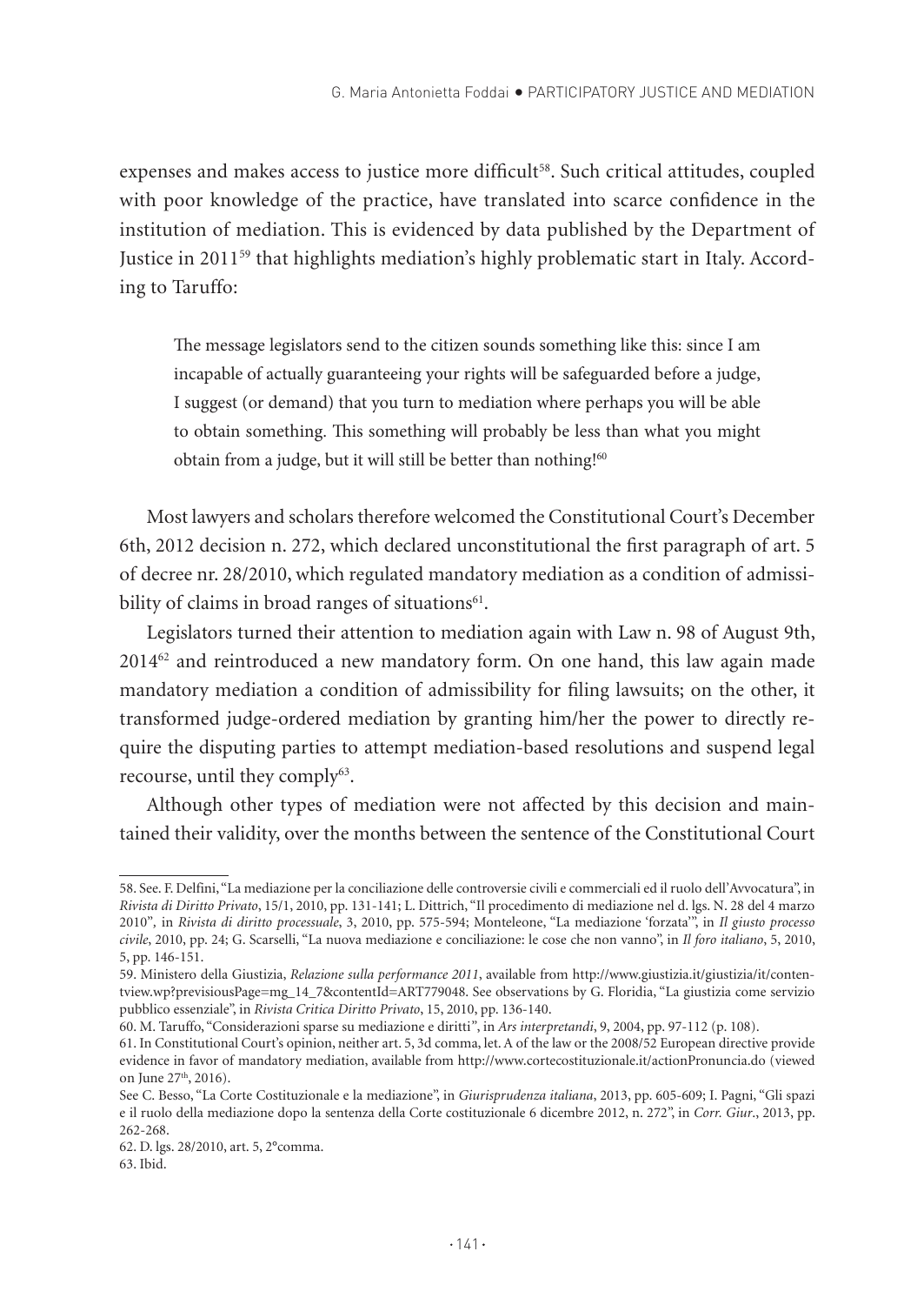expenses and makes access to justice more difficult[58]. Such critical attitudes, coupled with poor knowledge of the practice, have translated into scarce confidence in the institution of mediation. This is evidenced by data published by the Department of Justice in 2011[59] that highlights mediation's highly problematic start in Italy. According to Taruffo:

> The message legislators send to the citizen sounds something like this: since I am incapable of actually guaranteeing your rights will be safeguarded before a judge, I suggest (or demand) that you turn to mediation where perhaps you will be able to obtain something. This something will probably be less than what you might obtain from a judge, but it will still be better than nothing![60]

Most lawyers and scholars therefore welcomed the Constitutional Court's December 6th, 2012 decision n. 272, which declared unconstitutional the first paragraph of art. 5 of decree nr. 28/2010, which regulated mandatory mediation as a condition of admissibility of claims in broad ranges of situations[61].

Legislators turned their attention to mediation again with Law n. 98 of August 9th, 2014[62] and reintroduced a new mandatory form. On one hand, this law again made mandatory mediation a condition of admissibility for filing lawsuits; on the other, it transformed judge-ordered mediation by granting him/her the power to directly require the disputing parties to attempt mediation-based resolutions and suspend legal recourse, until they comply[63].

Although other types of mediation were not affected by this decision and maintained their validity, over the months between the sentence of the Constitutional Court

---

58. See. F. Delfini, "La mediazione per la conciliazione delle controversie civili e commerciali ed il ruolo dell'Avvocatura", in *Rivista di Diritto Privato*, 15/1, 2010, pp. 131-141; L. Dittrich, "Il procedimento di mediazione nel d. lgs. N. 28 del 4 marzo 2010", in *Rivista di diritto processuale*, 3, 2010, pp. 575-594; Monteleone, "La mediazione 'forzata'", in *Il giusto processo civile*, 2010, pp. 24; G. Scarselli, "La nuova mediazione e conciliazione: le cose che non vanno", in *Il foro italiano*, 5, 2010, 5, pp. 146-151.

59. Ministero della Giustizia, *Relazione sulla performance 2011*, available from http://www.giustizia.it/giustizia/it/contentview.wp?previsiousPage=mg_14_7&contentId=ART779048. See observations by G. Floridia, "La giustizia come servizio pubblico essenziale", in *Rivista Critica Diritto Privato*, 15, 2010, pp. 136-140.

60. M. Taruffo, "Considerazioni sparse su mediazione e diritti", in *Ars interpretandi*, 9, 2004, pp. 97-112 (p. 108).

61. In Constitutional Court's opinion, neither art. 5, 3d comma, let. A of the law or the 2008/52 European directive provide evidence in favor of mandatory mediation, available from http://www.cortecostituzionale.it/actionPronuncia.do (viewed on June 27th, 2016).

See C. Besso, "La Corte Costituzionale e la mediazione", in *Giurisprudenza italiana*, 2013, pp. 605-609; I. Pagni, "Gli spazi e il ruolo della mediazione dopo la sentenza della Corte costituzionale 6 dicembre 2012, n. 272", in *Corr. Giur*., 2013, pp. 262-268.

62. D. lgs. 28/2010, art. 5, 2°comma.

63. Ibid.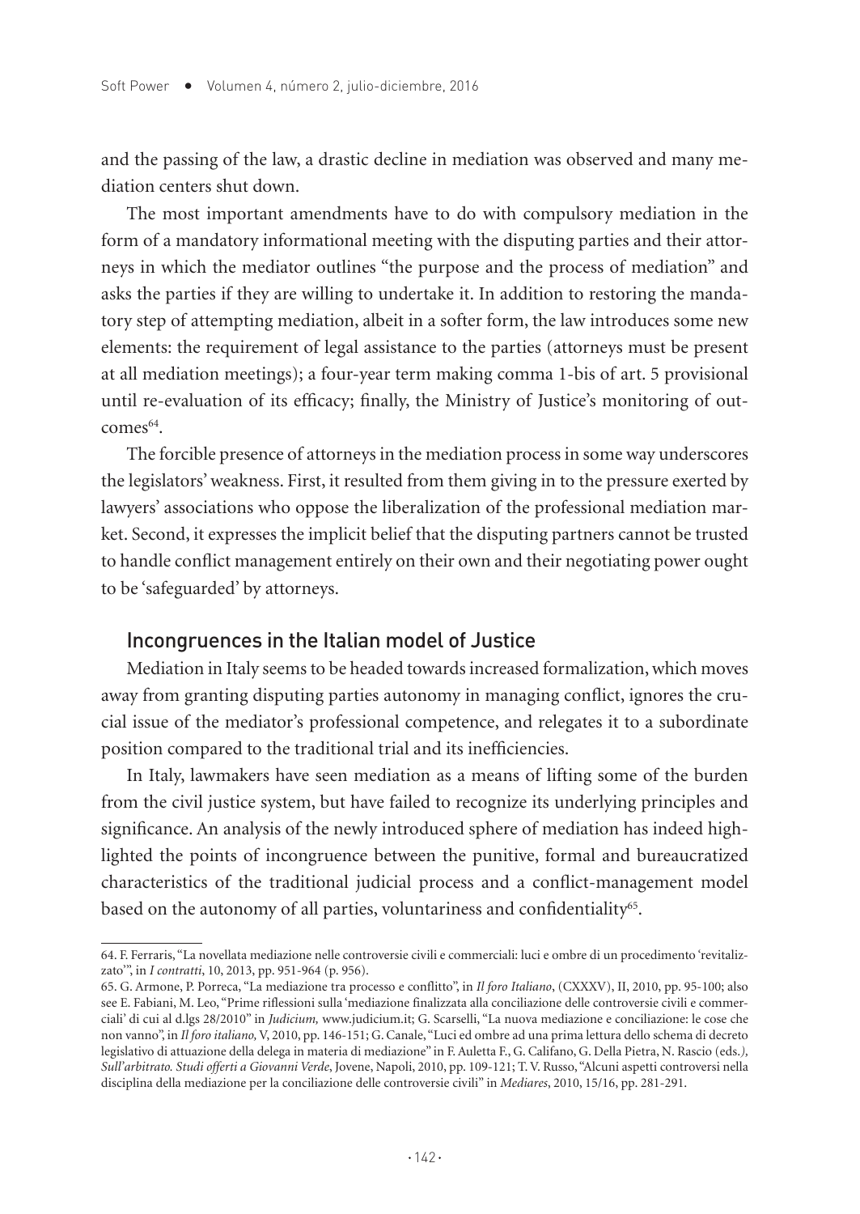and the passing of the law, a drastic decline in mediation was observed and many mediation centers shut down.

The most important amendments have to do with compulsory mediation in the form of a mandatory informational meeting with the disputing parties and their attorneys in which the mediator outlines "the purpose and the process of mediation" and asks the parties if they are willing to undertake it. In addition to restoring the mandatory step of attempting mediation, albeit in a softer form, the law introduces some new elements: the requirement of legal assistance to the parties (attorneys must be present at all mediation meetings); a four-year term making comma 1-bis of art. 5 provisional until re-evaluation of its efficacy; finally, the Ministry of Justice's monitoring of outcomes[64].

The forcible presence of attorneys in the mediation process in some way underscores the legislators' weakness. First, it resulted from them giving in to the pressure exerted by lawyers' associations who oppose the liberalization of the professional mediation market. Second, it expresses the implicit belief that the disputing partners cannot be trusted to handle conflict management entirely on their own and their negotiating power ought to be 'safeguarded' by attorneys.

## Incongruences in the Italian model of Justice

Mediation in Italy seems to be headed towards increased formalization, which moves away from granting disputing parties autonomy in managing conflict, ignores the crucial issue of the mediator's professional competence, and relegates it to a subordinate position compared to the traditional trial and its inefficiencies.

In Italy, lawmakers have seen mediation as a means of lifting some of the burden from the civil justice system, but have failed to recognize its underlying principles and significance. An analysis of the newly introduced sphere of mediation has indeed highlighted the points of incongruence between the punitive, formal and bureaucratized characteristics of the traditional judicial process and a conflict-management model based on the autonomy of all parties, voluntariness and confidentiality[65].

---

64. F. Ferraris, "La novellata mediazione nelle controversie civili e commerciali: luci e ombre di un procedimento 'revitalizzato'", in *I contratti*, 10, 2013, pp. 951-964 (p. 956).

65. G. Armone, P. Porreca, "La mediazione tra processo e conflitto", in *Il foro Italiano*, (CXXXV), II, 2010, pp. 95-100; also see E. Fabiani, M. Leo, "Prime riflessioni sulla 'mediazione finalizzata alla conciliazione delle controversie civili e commerciali' di cui al d.lgs 28/2010" in *Judicium,* www.judicium.it; G. Scarselli, "La nuova mediazione e conciliazione: le cose che non vanno", in *Il foro italiano,* V, 2010, pp. 146-151; G. Canale, "Luci ed ombre ad una prima lettura dello schema di decreto legislativo di attuazione della delega in materia di mediazione" in F. Auletta F., G. Califano, G. Della Pietra, N. Rascio (eds.*), Sull'arbitrato. Studi offerti a Giovanni Verde*, Jovene, Napoli, 2010, pp. 109-121; T. V. Russo, "Alcuni aspetti controversi nella disciplina della mediazione per la conciliazione delle controversie civili" in *Mediares*, 2010, 15/16, pp. 281-291.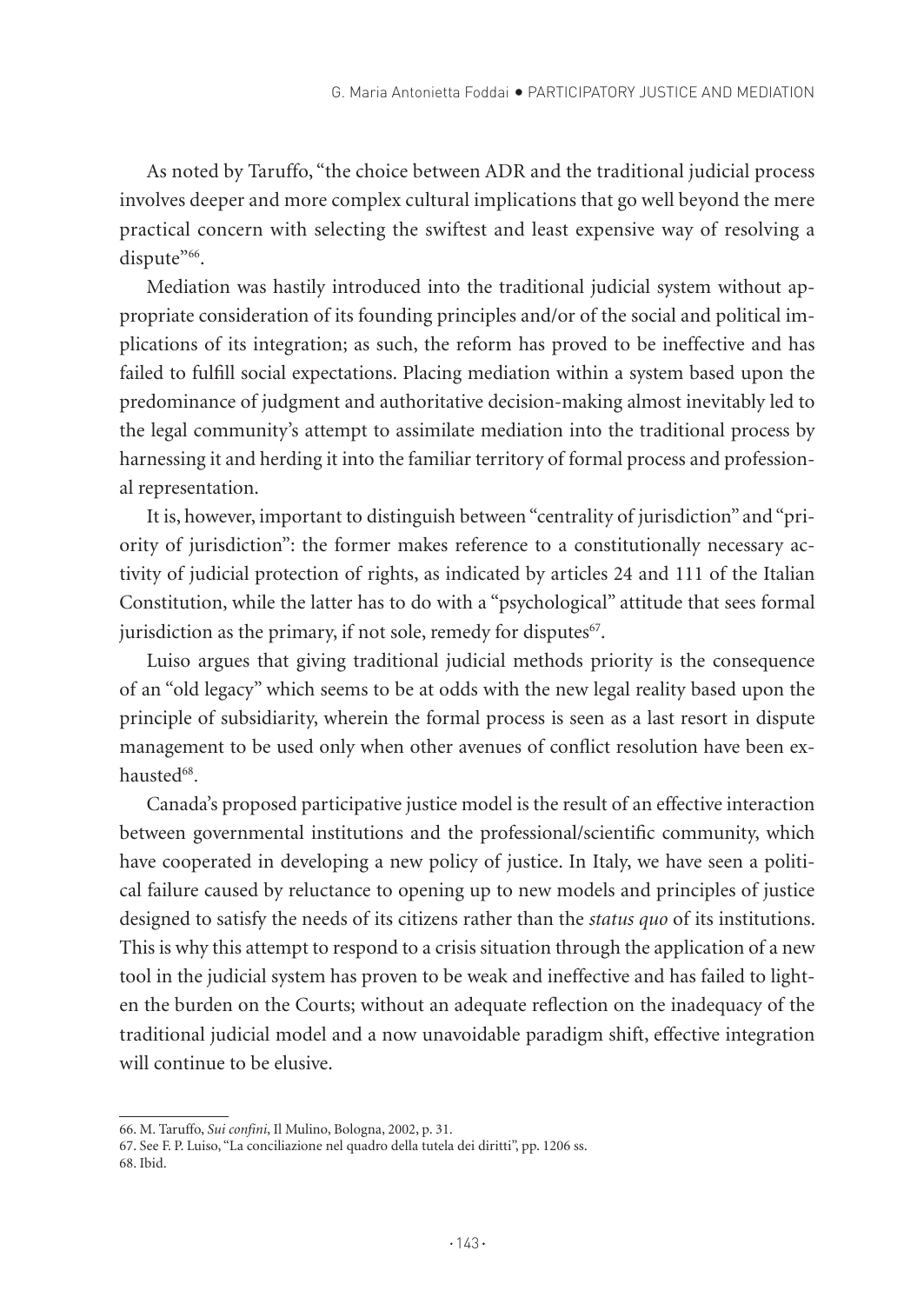As noted by Taruffo, "the choice between ADR and the traditional judicial process involves deeper and more complex cultural implications that go well beyond the mere practical concern with selecting the swiftest and least expensive way of resolving a dispute"[66].

Mediation was hastily introduced into the traditional judicial system without appropriate consideration of its founding principles and/or of the social and political implications of its integration; as such, the reform has proved to be ineffective and has failed to fulfill social expectations. Placing mediation within a system based upon the predominance of judgment and authoritative decision-making almost inevitably led to the legal community's attempt to assimilate mediation into the traditional process by harnessing it and herding it into the familiar territory of formal process and professional representation.

It is, however, important to distinguish between "centrality of jurisdiction" and "priority of jurisdiction": the former makes reference to a constitutionally necessary activity of judicial protection of rights, as indicated by articles 24 and 111 of the Italian Constitution, while the latter has to do with a "psychological" attitude that sees formal jurisdiction as the primary, if not sole, remedy for disputes[67].

Luiso argues that giving traditional judicial methods priority is the consequence of an "old legacy" which seems to be at odds with the new legal reality based upon the principle of subsidiarity, wherein the formal process is seen as a last resort in dispute management to be used only when other avenues of conflict resolution have been exhausted[68].

Canada's proposed participative justice model is the result of an effective interaction between governmental institutions and the professional/scientific community, which have cooperated in developing a new policy of justice. In Italy, we have seen a political failure caused by reluctance to opening up to new models and principles of justice designed to satisfy the needs of its citizens rather than the *status quo* of its institutions. This is why this attempt to respond to a crisis situation through the application of a new tool in the judicial system has proven to be weak and ineffective and has failed to lighten the burden on the Courts; without an adequate reflection on the inadequacy of the traditional judicial model and a now unavoidable paradigm shift, effective integration will continue to be elusive.

---

66. M. Taruffo, *Sui confini*, Il Mulino, Bologna, 2002, p. 31.

67. See F. P. Luiso, "La conciliazione nel quadro della tutela dei diritti", pp. 1206 ss.

68. Ibid.